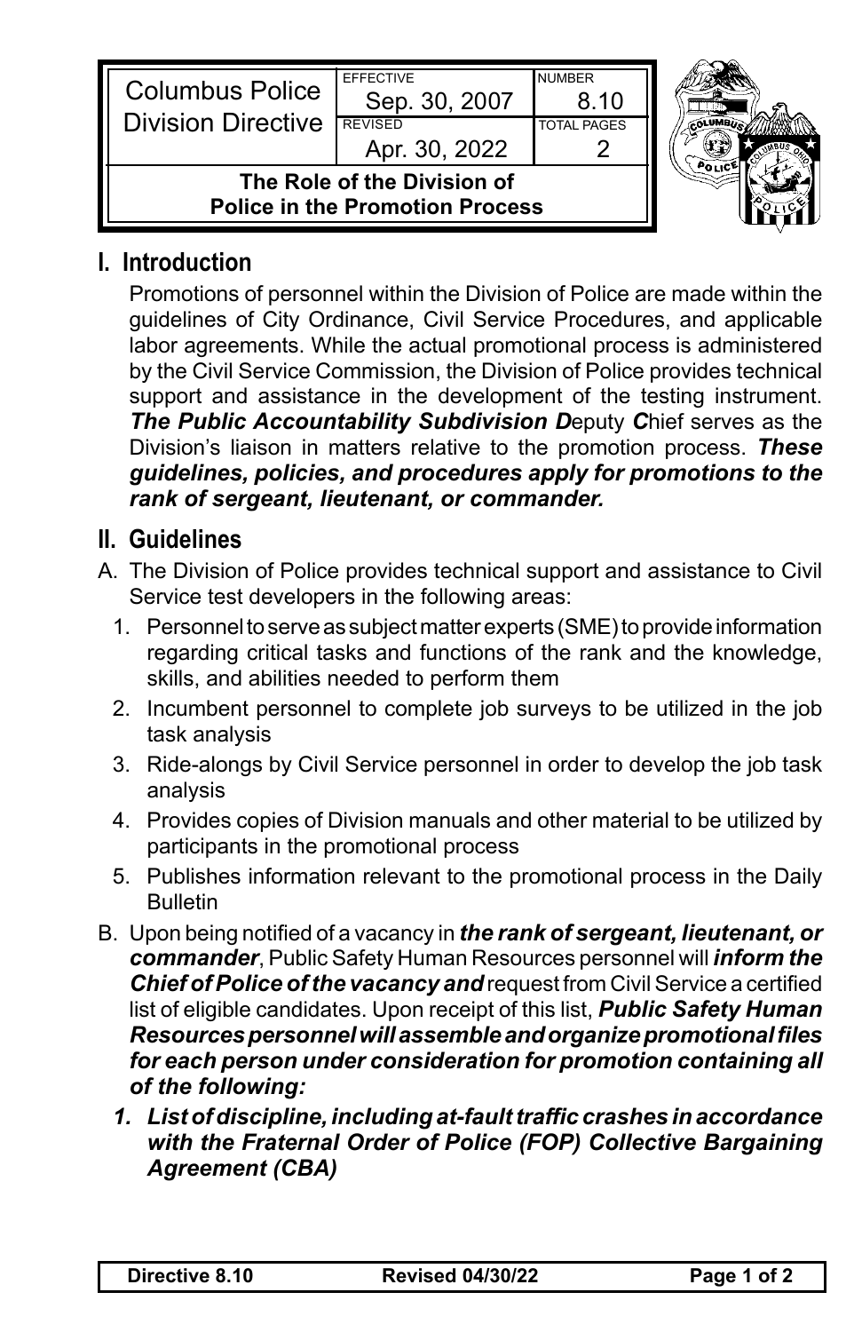| Columbus Police Division Directive | EFFECTIVE Sep. 30, 2007 | NUMBER 8.10 |
|---|---|---|
| | REVISED Apr. 30, 2022 | TOTAL PAGES 2 |

**The Role of the Division of Police in the Promotion Process**

## I. Introduction

Promotions of personnel within the Division of Police are made within the guidelines of City Ordinance, Civil Service Procedures, and applicable labor agreements. While the actual promotional process is administered by the Civil Service Commission, the Division of Police provides technical support and assistance in the development of the testing instrument. ***The Public Accountability Subdivision D***eputy ***C***hief serves as the Division's liaison in matters relative to the promotion process. ***These guidelines, policies, and procedures apply for promotions to the rank of sergeant, lieutenant, or commander.***

## II. Guidelines

A. The Division of Police provides technical support and assistance to Civil Service test developers in the following areas:

1. Personnel to serve as subject matter experts (SME) to provide information regarding critical tasks and functions of the rank and the knowledge, skills, and abilities needed to perform them
2. Incumbent personnel to complete job surveys to be utilized in the job task analysis
3. Ride-alongs by Civil Service personnel in order to develop the job task analysis
4. Provides copies of Division manuals and other material to be utilized by participants in the promotional process
5. Publishes information relevant to the promotional process in the Daily Bulletin

B. Upon being notified of a vacancy in ***the rank of sergeant, lieutenant, or commander***, Public Safety Human Resources personnel will ***inform the Chief of Police of the vacancy and*** request from Civil Service a certified list of eligible candidates. Upon receipt of this list, ***Public Safety Human Resources personnel will assemble and organize promotional files for each person under consideration for promotion containing all of the following:***

1. ***List of discipline, including at-fault traffic crashes in accordance with the Fraternal Order of Police (FOP) Collective Bargaining Agreement (CBA)***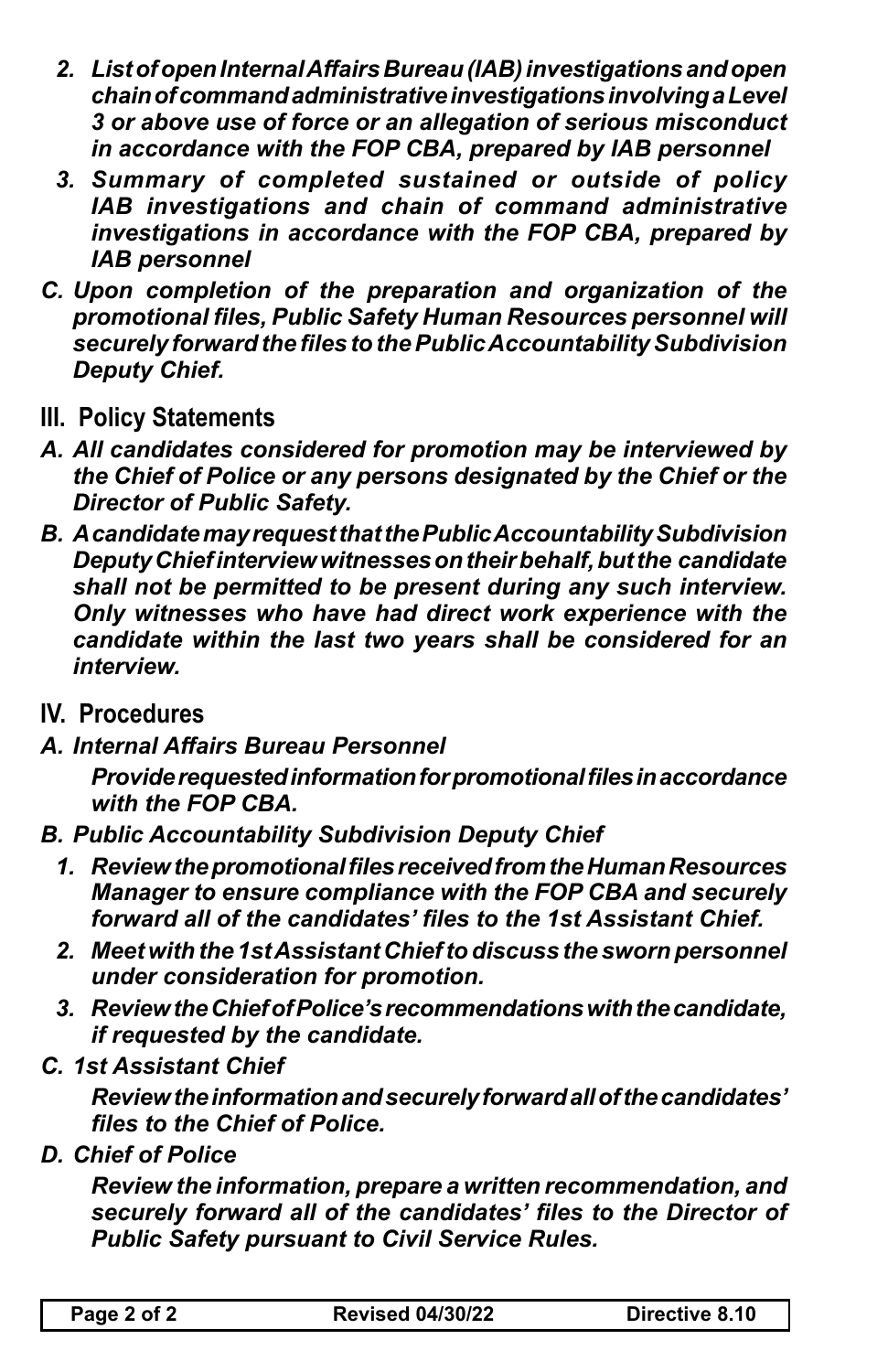2. *List of open Internal Affairs Bureau (IAB) investigations and open chain of command administrative investigations involving a Level 3 or above use of force or an allegation of serious misconduct in accordance with the FOP CBA, prepared by IAB personnel*
3. *Summary of completed sustained or outside of policy IAB investigations and chain of command administrative investigations in accordance with the FOP CBA, prepared by IAB personnel*

C. *Upon completion of the preparation and organization of the promotional files, Public Safety Human Resources personnel will securely forward the files to the Public Accountability Subdivision Deputy Chief.*

## III. Policy Statements

A. *All candidates considered for promotion may be interviewed by the Chief of Police or any persons designated by the Chief or the Director of Public Safety.*

B. *A candidate may request that the Public Accountability Subdivision Deputy Chief interview witnesses on their behalf, but the candidate shall not be permitted to be present during any such interview. Only witnesses who have had direct work experience with the candidate within the last two years shall be considered for an interview.*

## IV. Procedures

A. *Internal Affairs Bureau Personnel*

*Provide requested information for promotional files in accordance with the FOP CBA.*

B. *Public Accountability Subdivision Deputy Chief*

1. *Review the promotional files received from the Human Resources Manager to ensure compliance with the FOP CBA and securely forward all of the candidates' files to the 1st Assistant Chief.*
2. *Meet with the 1st Assistant Chief to discuss the sworn personnel under consideration for promotion.*
3. *Review the Chief of Police's recommendations with the candidate, if requested by the candidate.*

C. *1st Assistant Chief*

*Review the information and securely forward all of the candidates' files to the Chief of Police.*

D. *Chief of Police*

*Review the information, prepare a written recommendation, and securely forward all of the candidates' files to the Director of Public Safety pursuant to Civil Service Rules.*